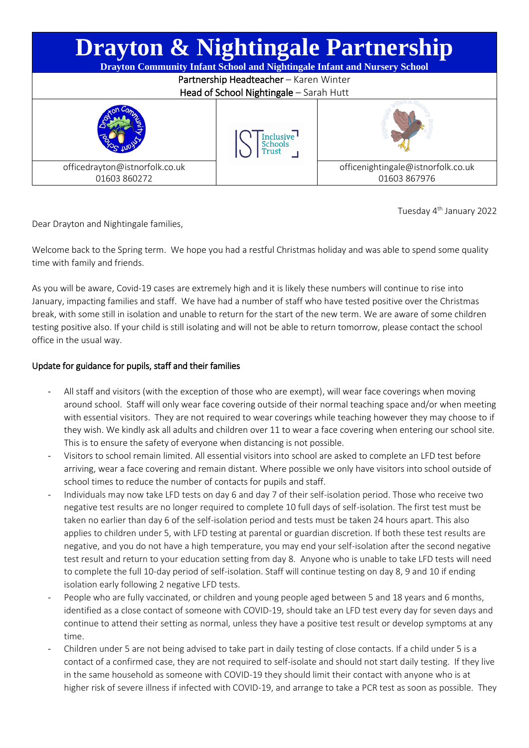# Drayton & Nightingale Partnership

**Drayton Community Infant School and Nightingale Infant and Nursery School**

**Partnership Headteacher** – Karen Winter

**Head of School Nightingale** – Sarah Hutt

| officedrayton@istnorfolk.co.uk 01603 860272 | | officenightingale@istnorfolk.co.uk 01603 867976 |
| --- | --- | --- |

Tuesday 4th January 2022

Dear Drayton and Nightingale families,

Welcome back to the Spring term. We hope you had a restful Christmas holiday and was able to spend some quality time with family and friends.

As you will be aware, Covid-19 cases are extremely high and it is likely these numbers will continue to rise into January, impacting families and staff. We have had a number of staff who have tested positive over the Christmas break, with some still in isolation and unable to return for the start of the new term. We are aware of some children testing positive also. If your child is still isolating and will not be able to return tomorrow, please contact the school office in the usual way.

## Update for guidance for pupils, staff and their families

- All staff and visitors (with the exception of those who are exempt), will wear face coverings when moving around school. Staff will only wear face covering outside of their normal teaching space and/or when meeting with essential visitors. They are not required to wear coverings while teaching however they may choose to if they wish. We kindly ask all adults and children over 11 to wear a face covering when entering our school site. This is to ensure the safety of everyone when distancing is not possible.
- Visitors to school remain limited. All essential visitors into school are asked to complete an LFD test before arriving, wear a face covering and remain distant. Where possible we only have visitors into school outside of school times to reduce the number of contacts for pupils and staff.
- Individuals may now take LFD tests on day 6 and day 7 of their self-isolation period. Those who receive two negative test results are no longer required to complete 10 full days of self-isolation. The first test must be taken no earlier than day 6 of the self-isolation period and tests must be taken 24 hours apart. This also applies to children under 5, with LFD testing at parental or guardian discretion. If both these test results are negative, and you do not have a high temperature, you may end your self-isolation after the second negative test result and return to your education setting from day 8. Anyone who is unable to take LFD tests will need to complete the full 10-day period of self-isolation. Staff will continue testing on day 8, 9 and 10 if ending isolation early following 2 negative LFD tests.
- People who are fully vaccinated, or children and young people aged between 5 and 18 years and 6 months, identified as a close contact of someone with COVID-19, should take an LFD test every day for seven days and continue to attend their setting as normal, unless they have a positive test result or develop symptoms at any time.
- Children under 5 are not being advised to take part in daily testing of close contacts. If a child under 5 is a contact of a confirmed case, they are not required to self-isolate and should not start daily testing. If they live in the same household as someone with COVID-19 they should limit their contact with anyone who is at higher risk of severe illness if infected with COVID-19, and arrange to take a PCR test as soon as possible. They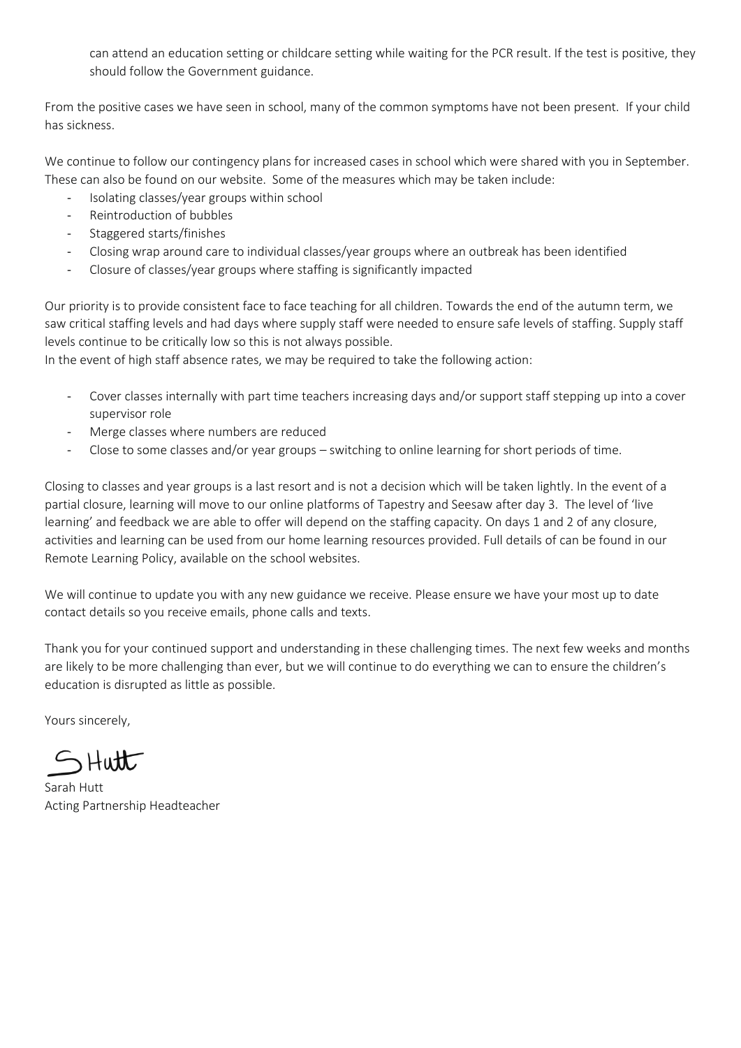can attend an education setting or childcare setting while waiting for the PCR result. If the test is positive, they should follow the Government guidance.

From the positive cases we have seen in school, many of the common symptoms have not been present. If your child has sickness.

We continue to follow our contingency plans for increased cases in school which were shared with you in September. These can also be found on our website. Some of the measures which may be taken include:

- Isolating classes/year groups within school
- Reintroduction of bubbles
- Staggered starts/finishes
- Closing wrap around care to individual classes/year groups where an outbreak has been identified
- Closure of classes/year groups where staffing is significantly impacted

Our priority is to provide consistent face to face teaching for all children. Towards the end of the autumn term, we saw critical staffing levels and had days where supply staff were needed to ensure safe levels of staffing. Supply staff levels continue to be critically low so this is not always possible.
In the event of high staff absence rates, we may be required to take the following action:

- Cover classes internally with part time teachers increasing days and/or support staff stepping up into a cover supervisor role
- Merge classes where numbers are reduced
- Close to some classes and/or year groups – switching to online learning for short periods of time.

Closing to classes and year groups is a last resort and is not a decision which will be taken lightly. In the event of a partial closure, learning will move to our online platforms of Tapestry and Seesaw after day 3. The level of 'live learning' and feedback we are able to offer will depend on the staffing capacity. On days 1 and 2 of any closure, activities and learning can be used from our home learning resources provided. Full details of can be found in our Remote Learning Policy, available on the school websites.

We will continue to update you with any new guidance we receive. Please ensure we have your most up to date contact details so you receive emails, phone calls and texts.

Thank you for your continued support and understanding in these challenging times. The next few weeks and months are likely to be more challenging than ever, but we will continue to do everything we can to ensure the children's education is disrupted as little as possible.

Yours sincerely,

S Hutt

Sarah Hutt
Acting Partnership Headteacher